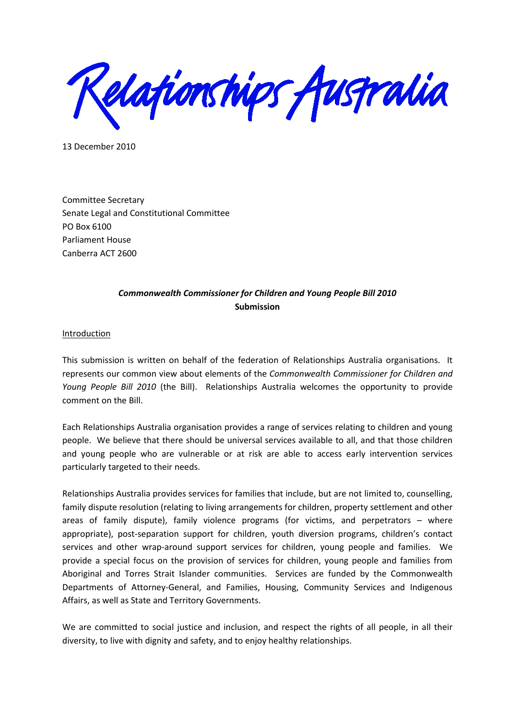Relationships Australia

13 December 2010

Committee Secretary
Senate Legal and Constitutional Committee
PO Box 6100
Parliament House
Canberra ACT 2600

***Commonwealth Commissioner for Children and Young People Bill 2010***
**Submission**

Introduction

This submission is written on behalf of the federation of Relationships Australia organisations. It represents our common view about elements of the *Commonwealth Commissioner for Children and Young People Bill 2010* (the Bill). Relationships Australia welcomes the opportunity to provide comment on the Bill.

Each Relationships Australia organisation provides a range of services relating to children and young people. We believe that there should be universal services available to all, and that those children and young people who are vulnerable or at risk are able to access early intervention services particularly targeted to their needs.

Relationships Australia provides services for families that include, but are not limited to, counselling, family dispute resolution (relating to living arrangements for children, property settlement and other areas of family dispute), family violence programs (for victims, and perpetrators – where appropriate), post-separation support for children, youth diversion programs, children's contact services and other wrap-around support services for children, young people and families. We provide a special focus on the provision of services for children, young people and families from Aboriginal and Torres Strait Islander communities. Services are funded by the Commonwealth Departments of Attorney-General, and Families, Housing, Community Services and Indigenous Affairs, as well as State and Territory Governments.

We are committed to social justice and inclusion, and respect the rights of all people, in all their diversity, to live with dignity and safety, and to enjoy healthy relationships.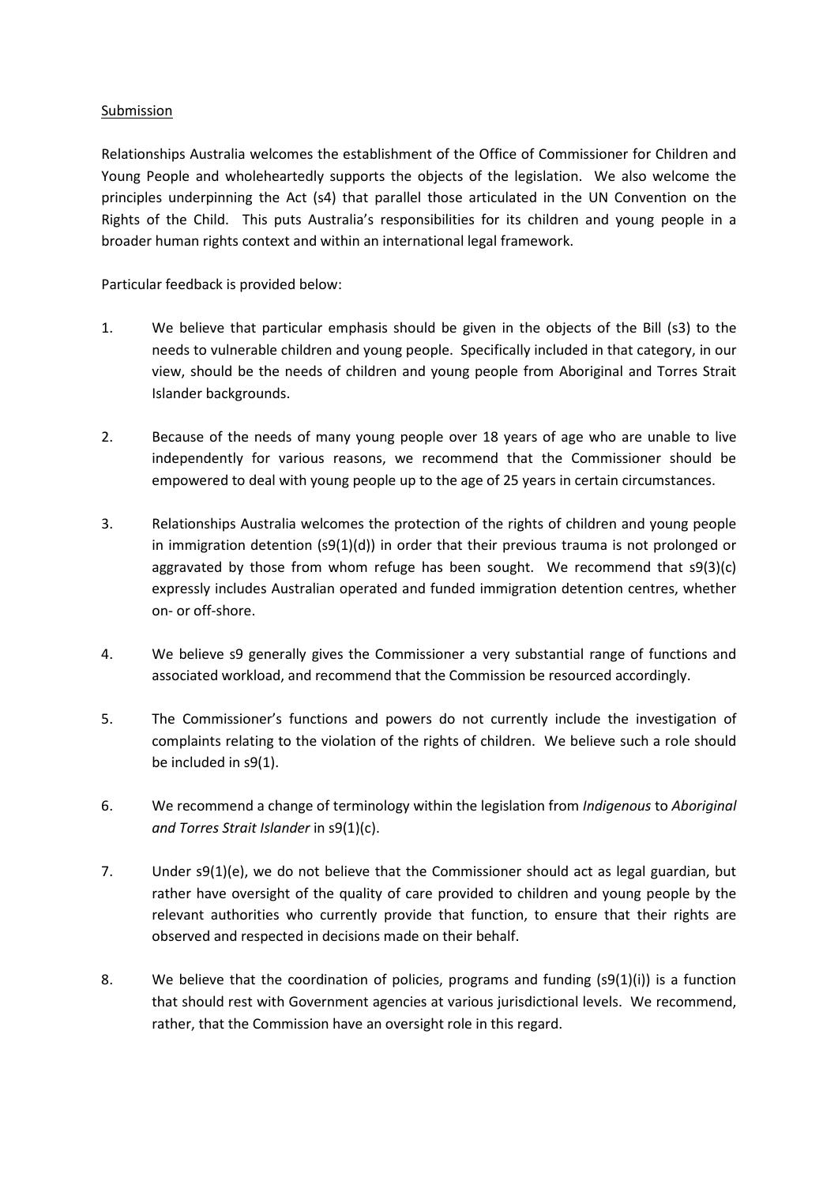Submission

Relationships Australia welcomes the establishment of the Office of Commissioner for Children and Young People and wholeheartedly supports the objects of the legislation. We also welcome the principles underpinning the Act (s4) that parallel those articulated in the UN Convention on the Rights of the Child. This puts Australia's responsibilities for its children and young people in a broader human rights context and within an international legal framework.

Particular feedback is provided below:

1. We believe that particular emphasis should be given in the objects of the Bill (s3) to the needs to vulnerable children and young people. Specifically included in that category, in our view, should be the needs of children and young people from Aboriginal and Torres Strait Islander backgrounds.

2. Because of the needs of many young people over 18 years of age who are unable to live independently for various reasons, we recommend that the Commissioner should be empowered to deal with young people up to the age of 25 years in certain circumstances.

3. Relationships Australia welcomes the protection of the rights of children and young people in immigration detention (s9(1)(d)) in order that their previous trauma is not prolonged or aggravated by those from whom refuge has been sought. We recommend that s9(3)(c) expressly includes Australian operated and funded immigration detention centres, whether on- or off-shore.

4. We believe s9 generally gives the Commissioner a very substantial range of functions and associated workload, and recommend that the Commission be resourced accordingly.

5. The Commissioner's functions and powers do not currently include the investigation of complaints relating to the violation of the rights of children. We believe such a role should be included in s9(1).

6. We recommend a change of terminology within the legislation from *Indigenous* to *Aboriginal and Torres Strait Islander* in s9(1)(c).

7. Under s9(1)(e), we do not believe that the Commissioner should act as legal guardian, but rather have oversight of the quality of care provided to children and young people by the relevant authorities who currently provide that function, to ensure that their rights are observed and respected in decisions made on their behalf.

8. We believe that the coordination of policies, programs and funding (s9(1)(i)) is a function that should rest with Government agencies at various jurisdictional levels. We recommend, rather, that the Commission have an oversight role in this regard.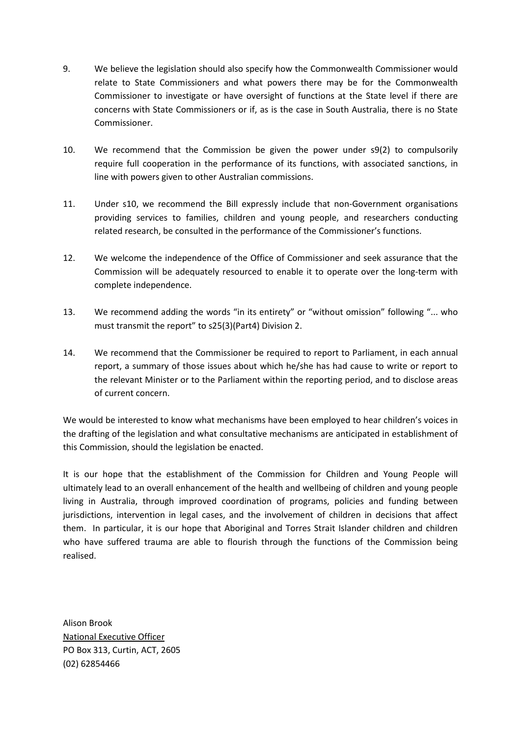9. We believe the legislation should also specify how the Commonwealth Commissioner would relate to State Commissioners and what powers there may be for the Commonwealth Commissioner to investigate or have oversight of functions at the State level if there are concerns with State Commissioners or if, as is the case in South Australia, there is no State Commissioner.

10. We recommend that the Commission be given the power under s9(2) to compulsorily require full cooperation in the performance of its functions, with associated sanctions, in line with powers given to other Australian commissions.

11. Under s10, we recommend the Bill expressly include that non-Government organisations providing services to families, children and young people, and researchers conducting related research, be consulted in the performance of the Commissioner's functions.

12. We welcome the independence of the Office of Commissioner and seek assurance that the Commission will be adequately resourced to enable it to operate over the long-term with complete independence.

13. We recommend adding the words "in its entirety" or "without omission" following "... who must transmit the report" to s25(3)(Part4) Division 2.

14. We recommend that the Commissioner be required to report to Parliament, in each annual report, a summary of those issues about which he/she has had cause to write or report to the relevant Minister or to the Parliament within the reporting period, and to disclose areas of current concern.

We would be interested to know what mechanisms have been employed to hear children's voices in the drafting of the legislation and what consultative mechanisms are anticipated in establishment of this Commission, should the legislation be enacted.

It is our hope that the establishment of the Commission for Children and Young People will ultimately lead to an overall enhancement of the health and wellbeing of children and young people living in Australia, through improved coordination of programs, policies and funding between jurisdictions, intervention in legal cases, and the involvement of children in decisions that affect them. In particular, it is our hope that Aboriginal and Torres Strait Islander children and children who have suffered trauma are able to flourish through the functions of the Commission being realised.

Alison Brook  
National Executive Officer  
PO Box 313, Curtin, ACT, 2605  
(02) 62854466